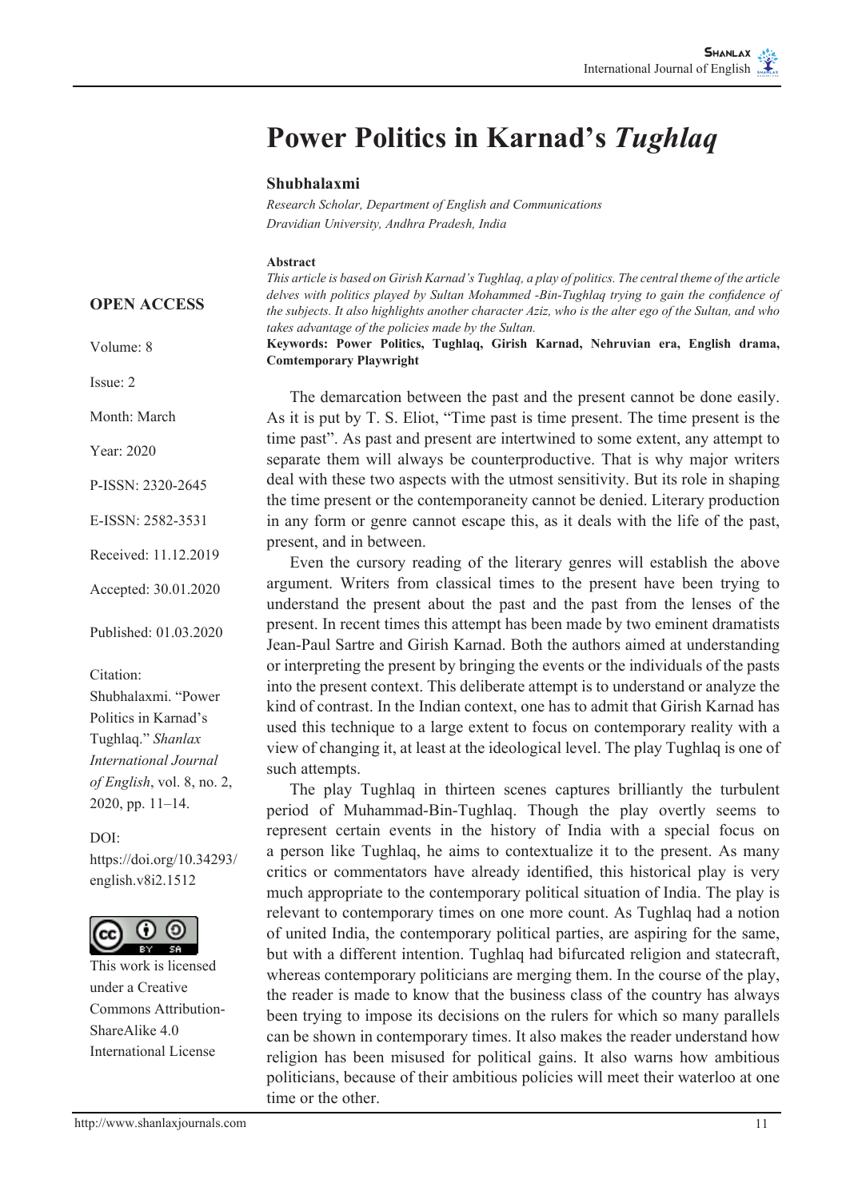# Power Politics in Karnad's *Tughlaq*

**Shubhalaxmi**

*Research Scholar, Department of English and Communications*
*Dravidian University, Andhra Pradesh, India*

**OPEN ACCESS**

Volume: 8

Issue: 2

Month: March

Year: 2020

P-ISSN: 2320-2645

E-ISSN: 2582-3531

Received: 11.12.2019

Accepted: 30.01.2020

Published: 01.03.2020

Citation:
Shubhalaxmi. "Power Politics in Karnad's Tughlaq." *Shanlax International Journal of English*, vol. 8, no. 2, 2020, pp. 11–14.

DOI:
https://doi.org/10.34293/english.v8i2.1512

This work is licensed under a Creative Commons Attribution-ShareAlike 4.0 International License

**Abstract**

*This article is based on Girish Karnad's Tughlaq, a play of politics. The central theme of the article delves with politics played by Sultan Mohammed -Bin-Tughlaq trying to gain the confidence of the subjects. It also highlights another character Aziz, who is the alter ego of the Sultan, and who takes advantage of the policies made by the Sultan.*

**Keywords: Power Politics, Tughlaq, Girish Karnad, Nehruvian era, English drama, Comtemporary Playwright**

The demarcation between the past and the present cannot be done easily. As it is put by T. S. Eliot, "Time past is time present. The time present is the time past". As past and present are intertwined to some extent, any attempt to separate them will always be counterproductive. That is why major writers deal with these two aspects with the utmost sensitivity. But its role in shaping the time present or the contemporaneity cannot be denied. Literary production in any form or genre cannot escape this, as it deals with the life of the past, present, and in between.

Even the cursory reading of the literary genres will establish the above argument. Writers from classical times to the present have been trying to understand the present about the past and the past from the lenses of the present. In recent times this attempt has been made by two eminent dramatists Jean-Paul Sartre and Girish Karnad. Both the authors aimed at understanding or interpreting the present by bringing the events or the individuals of the pasts into the present context. This deliberate attempt is to understand or analyze the kind of contrast. In the Indian context, one has to admit that Girish Karnad has used this technique to a large extent to focus on contemporary reality with a view of changing it, at least at the ideological level. The play Tughlaq is one of such attempts.

The play Tughlaq in thirteen scenes captures brilliantly the turbulent period of Muhammad-Bin-Tughlaq. Though the play overtly seems to represent certain events in the history of India with a special focus on a person like Tughlaq, he aims to contextualize it to the present. As many critics or commentators have already identified, this historical play is very much appropriate to the contemporary political situation of India. The play is relevant to contemporary times on one more count. As Tughlaq had a notion of united India, the contemporary political parties, are aspiring for the same, but with a different intention. Tughlaq had bifurcated religion and statecraft, whereas contemporary politicians are merging them. In the course of the play, the reader is made to know that the business class of the country has always been trying to impose its decisions on the rulers for which so many parallels can be shown in contemporary times. It also makes the reader understand how religion has been misused for political gains. It also warns how ambitious politicians, because of their ambitious policies will meet their waterloo at one time or the other.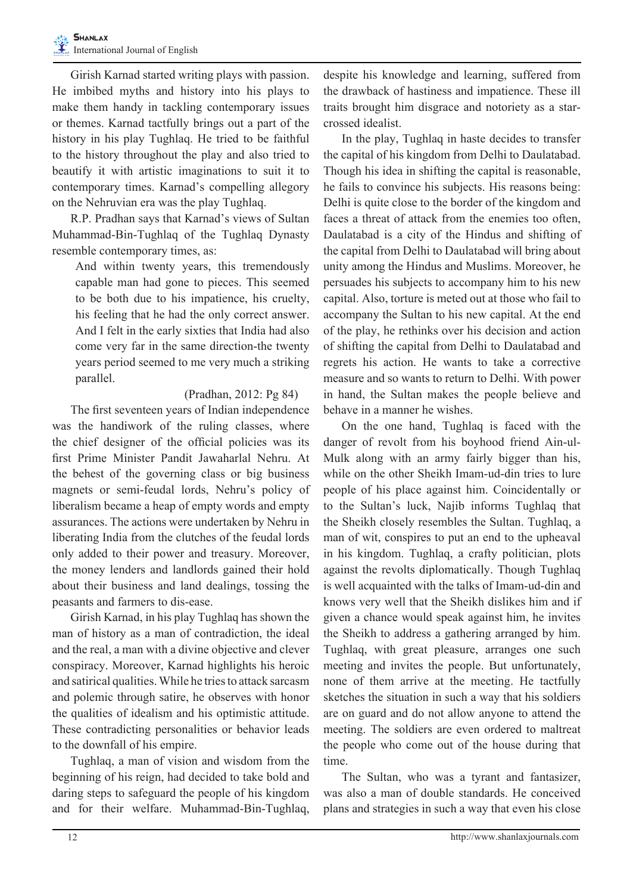Girish Karnad started writing plays with passion. He imbibed myths and history into his plays to make them handy in tackling contemporary issues or themes. Karnad tactfully brings out a part of the history in his play Tughlaq. He tried to be faithful to the history throughout the play and also tried to beautify it with artistic imaginations to suit it to contemporary times. Karnad's compelling allegory on the Nehruvian era was the play Tughlaq.

R.P. Pradhan says that Karnad's views of Sultan Muhammad-Bin-Tughlaq of the Tughlaq Dynasty resemble contemporary times, as:

> And within twenty years, this tremendously capable man had gone to pieces. This seemed to be both due to his impatience, his cruelty, his feeling that he had the only correct answer. And I felt in the early sixties that India had also come very far in the same direction-the twenty years period seemed to me very much a striking parallel.
>
> (Pradhan, 2012: Pg 84)

The first seventeen years of Indian independence was the handiwork of the ruling classes, where the chief designer of the official policies was its first Prime Minister Pandit Jawaharlal Nehru. At the behest of the governing class or big business magnets or semi-feudal lords, Nehru's policy of liberalism became a heap of empty words and empty assurances. The actions were undertaken by Nehru in liberating India from the clutches of the feudal lords only added to their power and treasury. Moreover, the money lenders and landlords gained their hold about their business and land dealings, tossing the peasants and farmers to dis-ease.

Girish Karnad, in his play Tughlaq has shown the man of history as a man of contradiction, the ideal and the real, a man with a divine objective and clever conspiracy. Moreover, Karnad highlights his heroic and satirical qualities. While he tries to attack sarcasm and polemic through satire, he observes with honor the qualities of idealism and his optimistic attitude. These contradicting personalities or behavior leads to the downfall of his empire.

Tughlaq, a man of vision and wisdom from the beginning of his reign, had decided to take bold and daring steps to safeguard the people of his kingdom and for their welfare. Muhammad-Bin-Tughlaq, despite his knowledge and learning, suffered from the drawback of hastiness and impatience. These ill traits brought him disgrace and notoriety as a star-crossed idealist.

In the play, Tughlaq in haste decides to transfer the capital of his kingdom from Delhi to Daulatabad. Though his idea in shifting the capital is reasonable, he fails to convince his subjects. His reasons being: Delhi is quite close to the border of the kingdom and faces a threat of attack from the enemies too often, Daulatabad is a city of the Hindus and shifting of the capital from Delhi to Daulatabad will bring about unity among the Hindus and Muslims. Moreover, he persuades his subjects to accompany him to his new capital. Also, torture is meted out at those who fail to accompany the Sultan to his new capital. At the end of the play, he rethinks over his decision and action of shifting the capital from Delhi to Daulatabad and regrets his action. He wants to take a corrective measure and so wants to return to Delhi. With power in hand, the Sultan makes the people believe and behave in a manner he wishes.

On the one hand, Tughlaq is faced with the danger of revolt from his boyhood friend Ain-ul-Mulk along with an army fairly bigger than his, while on the other Sheikh Imam-ud-din tries to lure people of his place against him. Coincidentally or to the Sultan's luck, Najib informs Tughlaq that the Sheikh closely resembles the Sultan. Tughlaq, a man of wit, conspires to put an end to the upheaval in his kingdom. Tughlaq, a crafty politician, plots against the revolts diplomatically. Though Tughlaq is well acquainted with the talks of Imam-ud-din and knows very well that the Sheikh dislikes him and if given a chance would speak against him, he invites the Sheikh to address a gathering arranged by him. Tughlaq, with great pleasure, arranges one such meeting and invites the people. But unfortunately, none of them arrive at the meeting. He tactfully sketches the situation in such a way that his soldiers are on guard and do not allow anyone to attend the meeting. The soldiers are even ordered to maltreat the people who come out of the house during that time.

The Sultan, who was a tyrant and fantasizer, was also a man of double standards. He conceived plans and strategies in such a way that even his close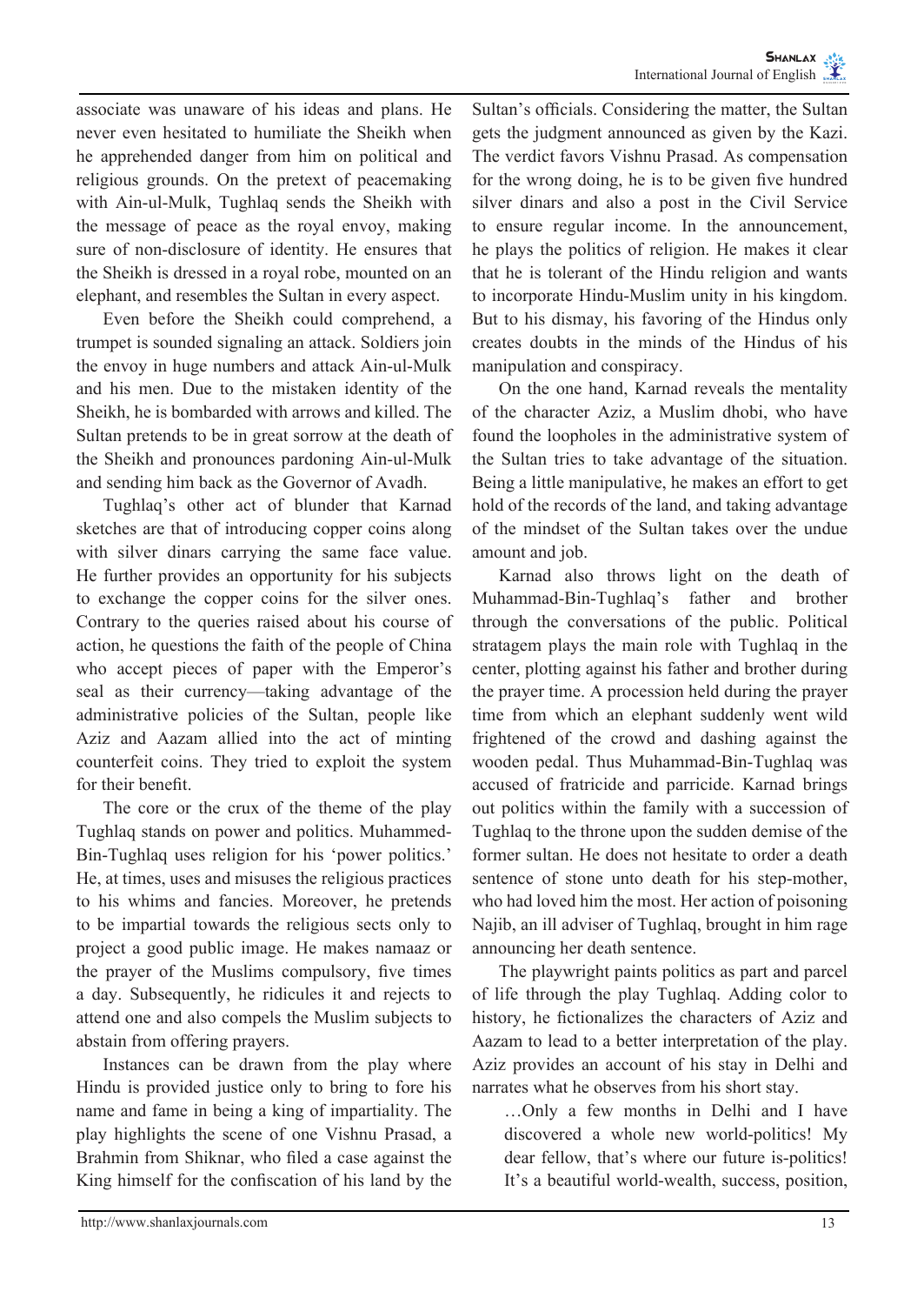associate was unaware of his ideas and plans. He never even hesitated to humiliate the Sheikh when he apprehended danger from him on political and religious grounds. On the pretext of peacemaking with Ain-ul-Mulk, Tughlaq sends the Sheikh with the message of peace as the royal envoy, making sure of non-disclosure of identity. He ensures that the Sheikh is dressed in a royal robe, mounted on an elephant, and resembles the Sultan in every aspect.

Even before the Sheikh could comprehend, a trumpet is sounded signaling an attack. Soldiers join the envoy in huge numbers and attack Ain-ul-Mulk and his men. Due to the mistaken identity of the Sheikh, he is bombarded with arrows and killed. The Sultan pretends to be in great sorrow at the death of the Sheikh and pronounces pardoning Ain-ul-Mulk and sending him back as the Governor of Avadh.

Tughlaq's other act of blunder that Karnad sketches are that of introducing copper coins along with silver dinars carrying the same face value. He further provides an opportunity for his subjects to exchange the copper coins for the silver ones. Contrary to the queries raised about his course of action, he questions the faith of the people of China who accept pieces of paper with the Emperor's seal as their currency—taking advantage of the administrative policies of the Sultan, people like Aziz and Aazam allied into the act of minting counterfeit coins. They tried to exploit the system for their benefit.

The core or the crux of the theme of the play Tughlaq stands on power and politics. Muhammed-Bin-Tughlaq uses religion for his 'power politics.' He, at times, uses and misuses the religious practices to his whims and fancies. Moreover, he pretends to be impartial towards the religious sects only to project a good public image. He makes namaaz or the prayer of the Muslims compulsory, five times a day. Subsequently, he ridicules it and rejects to attend one and also compels the Muslim subjects to abstain from offering prayers.

Instances can be drawn from the play where Hindu is provided justice only to bring to fore his name and fame in being a king of impartiality. The play highlights the scene of one Vishnu Prasad, a Brahmin from Shiknar, who filed a case against the King himself for the confiscation of his land by the Sultan's officials. Considering the matter, the Sultan gets the judgment announced as given by the Kazi. The verdict favors Vishnu Prasad. As compensation for the wrong doing, he is to be given five hundred silver dinars and also a post in the Civil Service to ensure regular income. In the announcement, he plays the politics of religion. He makes it clear that he is tolerant of the Hindu religion and wants to incorporate Hindu-Muslim unity in his kingdom. But to his dismay, his favoring of the Hindus only creates doubts in the minds of the Hindus of his manipulation and conspiracy.

On the one hand, Karnad reveals the mentality of the character Aziz, a Muslim dhobi, who have found the loopholes in the administrative system of the Sultan tries to take advantage of the situation. Being a little manipulative, he makes an effort to get hold of the records of the land, and taking advantage of the mindset of the Sultan takes over the undue amount and job.

Karnad also throws light on the death of Muhammad-Bin-Tughlaq's father and brother through the conversations of the public. Political stratagem plays the main role with Tughlaq in the center, plotting against his father and brother during the prayer time. A procession held during the prayer time from which an elephant suddenly went wild frightened of the crowd and dashing against the wooden pedal. Thus Muhammad-Bin-Tughlaq was accused of fratricide and parricide. Karnad brings out politics within the family with a succession of Tughlaq to the throne upon the sudden demise of the former sultan. He does not hesitate to order a death sentence of stone unto death for his step-mother, who had loved him the most. Her action of poisoning Najib, an ill adviser of Tughlaq, brought in him rage announcing her death sentence.

The playwright paints politics as part and parcel of life through the play Tughlaq. Adding color to history, he fictionalizes the characters of Aziz and Aazam to lead to a better interpretation of the play. Aziz provides an account of his stay in Delhi and narrates what he observes from his short stay.

> …Only a few months in Delhi and I have discovered a whole new world-politics! My dear fellow, that's where our future is-politics! It's a beautiful world-wealth, success, position,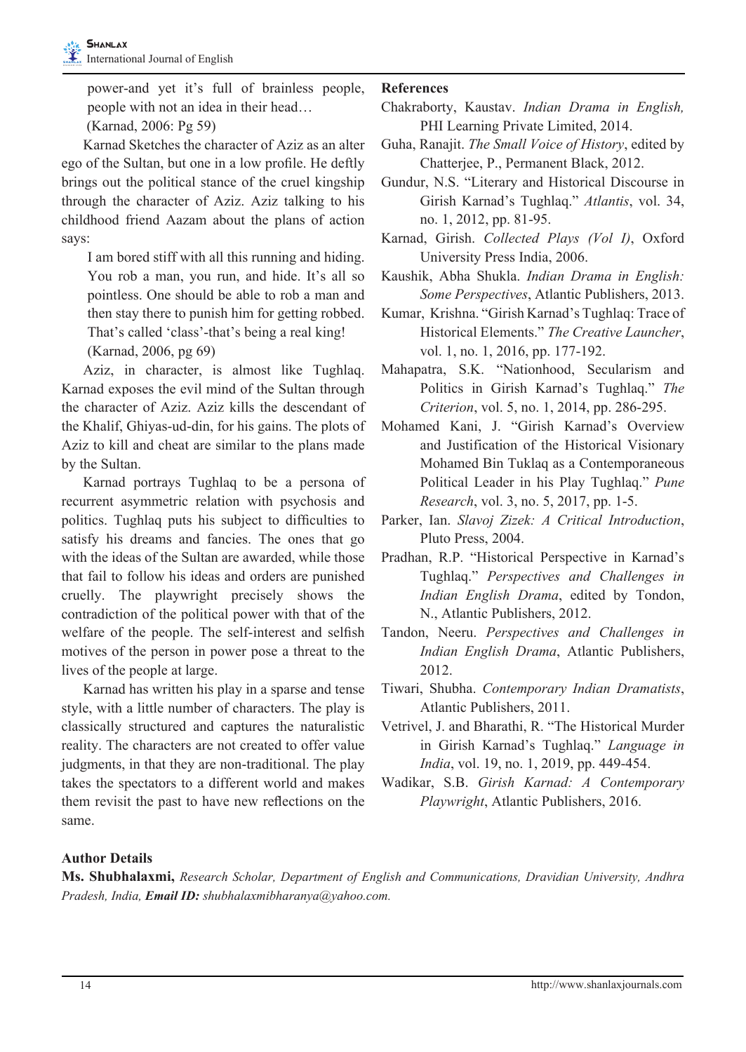> power-and yet it's full of brainless people, people with not an idea in their head…
> (Karnad, 2006: Pg 59)

Karnad Sketches the character of Aziz as an alter ego of the Sultan, but one in a low profile. He deftly brings out the political stance of the cruel kingship through the character of Aziz. Aziz talking to his childhood friend Aazam about the plans of action says:

> I am bored stiff with all this running and hiding. You rob a man, you run, and hide. It's all so pointless. One should be able to rob a man and then stay there to punish him for getting robbed. That's called 'class'-that's being a real king!
> (Karnad, 2006, pg 69)

Aziz, in character, is almost like Tughlaq. Karnad exposes the evil mind of the Sultan through the character of Aziz. Aziz kills the descendant of the Khalif, Ghiyas-ud-din, for his gains. The plots of Aziz to kill and cheat are similar to the plans made by the Sultan.

Karnad portrays Tughlaq to be a persona of recurrent asymmetric relation with psychosis and politics. Tughlaq puts his subject to difficulties to satisfy his dreams and fancies. The ones that go with the ideas of the Sultan are awarded, while those that fail to follow his ideas and orders are punished cruelly. The playwright precisely shows the contradiction of the political power with that of the welfare of the people. The self-interest and selfish motives of the person in power pose a threat to the lives of the people at large.

Karnad has written his play in a sparse and tense style, with a little number of characters. The play is classically structured and captures the naturalistic reality. The characters are not created to offer value judgments, in that they are non-traditional. The play takes the spectators to a different world and makes them revisit the past to have new reflections on the same.

## References

Chakraborty, Kaustav. *Indian Drama in English,* PHI Learning Private Limited, 2014.

Guha, Ranajit. *The Small Voice of History*, edited by Chatterjee, P., Permanent Black, 2012.

Gundur, N.S. "Literary and Historical Discourse in Girish Karnad's Tughlaq." *Atlantis*, vol. 34, no. 1, 2012, pp. 81-95.

Karnad, Girish. *Collected Plays (Vol I)*, Oxford University Press India, 2006.

Kaushik, Abha Shukla. *Indian Drama in English: Some Perspectives*, Atlantic Publishers, 2013.

Kumar, Krishna. "Girish Karnad's Tughlaq: Trace of Historical Elements." *The Creative Launcher*, vol. 1, no. 1, 2016, pp. 177-192.

Mahapatra, S.K. "Nationhood, Secularism and Politics in Girish Karnad's Tughlaq." *The Criterion*, vol. 5, no. 1, 2014, pp. 286-295.

Mohamed Kani, J. "Girish Karnad's Overview and Justification of the Historical Visionary Mohamed Bin Tuklaq as a Contemporaneous Political Leader in his Play Tughlaq." *Pune Research*, vol. 3, no. 5, 2017, pp. 1-5.

Parker, Ian. *Slavoj Zizek: A Critical Introduction*, Pluto Press, 2004.

Pradhan, R.P. "Historical Perspective in Karnad's Tughlaq." *Perspectives and Challenges in Indian English Drama*, edited by Tondon, N., Atlantic Publishers, 2012.

Tandon, Neeru. *Perspectives and Challenges in Indian English Drama*, Atlantic Publishers, 2012.

Tiwari, Shubha. *Contemporary Indian Dramatists*, Atlantic Publishers, 2011.

Vetrivel, J. and Bharathi, R. "The Historical Murder in Girish Karnad's Tughlaq." *Language in India*, vol. 19, no. 1, 2019, pp. 449-454.

Wadikar, S.B. *Girish Karnad: A Contemporary Playwright*, Atlantic Publishers, 2016.

## Author Details

**Ms. Shubhalaxmi,** *Research Scholar, Department of English and Communications, Dravidian University, Andhra Pradesh, India,* ***Email ID:*** *shubhalaxmibharanya@yahoo.com.*